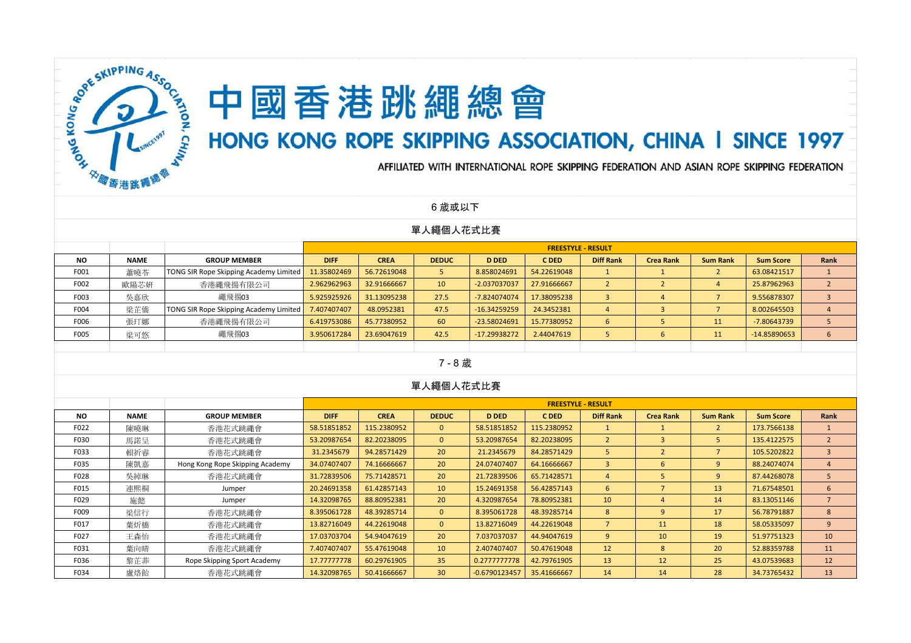# 中國香港跳繩總會

## HONG KONG ROPE SKIPPING ASSOCIATION, CHINA | SINCE 1997

AFFILIATED WITH INTERNATIONAL ROPE SKIPPING FEDERATION AND ASIAN ROPE SKIPPING FEDERATION

### 6 歲或以下

### 單人繩個人花式比賽

| | | | FREESTYLE - RESULT | | | | | | | | | |
|---|---|---|---|---|---|---|---|---|---|---|---|---|
| NO | NAME | GROUP MEMBER | DIFF | CREA | DEDUC | D DED | C DED | Diff Rank | Crea Rank | Sum Rank | Sum Score | Rank |
| F001 | 蕭曉苓 | TONG SIR Rope Skipping Academy Limited | 11.35802469 | 56.72619048 | 5 | 8.858024691 | 54.22619048 | 1 | 1 | 2 | 63.08421517 | 1 |
| F002 | 歐陽芯妍 | 香港繩飛揚有限公司 | 2.962962963 | 32.91666667 | 10 | -2.037037037 | 27.91666667 | 2 | 2 | 4 | 25.87962963 | 2 |
| F003 | 吳嘉欣 | 繩飛揚03 | 5.925925926 | 31.13095238 | 27.5 | -7.824074074 | 17.38095238 | 3 | 4 | 7 | 9.556878307 | 3 |
| F004 | 梁芷僑 | TONG SIR Rope Skipping Academy Limited | 7.407407407 | 48.0952381 | 47.5 | -16.34259259 | 24.3452381 | 4 | 3 | 7 | 8.002645503 | 4 |
| F006 | 張玎娜 | 香港繩飛揚有限公司 | 6.419753086 | 45.77380952 | 60 | -23.58024691 | 15.77380952 | 6 | 5 | 11 | -7.80643739 | 5 |
| F005 | 梁可悠 | 繩飛揚03 | 3.950617284 | 23.69047619 | 42.5 | -17.29938272 | 2.44047619 | 5 | 6 | 11 | -14.85890653 | 6 |

### 7 - 8 歲

### 單人繩個人花式比賽

| | | | FREESTYLE - RESULT | | | | | | | | | |
|---|---|---|---|---|---|---|---|---|---|---|---|---|
| NO | NAME | GROUP MEMBER | DIFF | CREA | DEDUC | D DED | C DED | Diff Rank | Crea Rank | Sum Rank | Sum Score | Rank |
| F022 | 陳曉琳 | 香港花式跳繩會 | 58.51851852 | 115.2380952 | 0 | 58.51851852 | 115.2380952 | 1 | 1 | 2 | 173.7566138 | 1 |
| F030 | 馬諾呈 | 香港花式跳繩會 | 53.20987654 | 82.20238095 | 0 | 53.20987654 | 82.20238095 | 2 | 3 | 5 | 135.4122575 | 2 |
| F033 | 賴祈睿 | 香港花式跳繩會 | 31.2345679 | 94.28571429 | 20 | 21.2345679 | 84.28571429 | 5 | 2 | 7 | 105.5202822 | 3 |
| F035 | 陳凱嘉 | Hong Kong Rope Skipping Academy | 34.07407407 | 74.16666667 | 20 | 24.07407407 | 64.16666667 | 3 | 6 | 9 | 88.24074074 | 4 |
| F028 | 吳綽琳 | 香港花式跳繩會 | 31.72839506 | 75.71428571 | 20 | 21.72839506 | 65.71428571 | 4 | 5 | 9 | 87.44268078 | 5 |
| F015 | 連熙桐 | Jumper | 20.24691358 | 61.42857143 | 10 | 15.24691358 | 56.42857143 | 6 | 7 | 13 | 71.67548501 | 6 |
| F029 | 施懿 | Jumper | 14.32098765 | 88.80952381 | 20 | 4.320987654 | 78.80952381 | 10 | 4 | 14 | 83.13051146 | 7 |
| F009 | 梁信行 | 香港花式跳繩會 | 8.395061728 | 48.39285714 | 0 | 8.395061728 | 48.39285714 | 8 | 9 | 17 | 56.78791887 | 8 |
| F017 | 葉圻橋 | 香港花式跳繩會 | 13.82716049 | 44.22619048 | 0 | 13.82716049 | 44.22619048 | 7 | 11 | 18 | 58.05335097 | 9 |
| F027 | 王森怡 | 香港花式跳繩會 | 17.03703704 | 54.94047619 | 20 | 7.037037037 | 44.94047619 | 9 | 10 | 19 | 51.97751323 | 10 |
| F031 | 葉向晴 | 香港花式跳繩會 | 7.407407407 | 55.47619048 | 10 | 2.407407407 | 50.47619048 | 12 | 8 | 20 | 52.88359788 | 11 |
| F036 | 黎芷菲 | Rope Skipping Sport Academy | 17.77777778 | 60.29761905 | 35 | 0.2777777778 | 42.79761905 | 13 | 12 | 25 | 43.07539683 | 12 |
| F034 | 盧烙貽 | 香港花式跳繩會 | 14.32098765 | 50.41666667 | 30 | -0.6790123457 | 35.41666667 | 14 | 14 | 28 | 34.73765432 | 13 |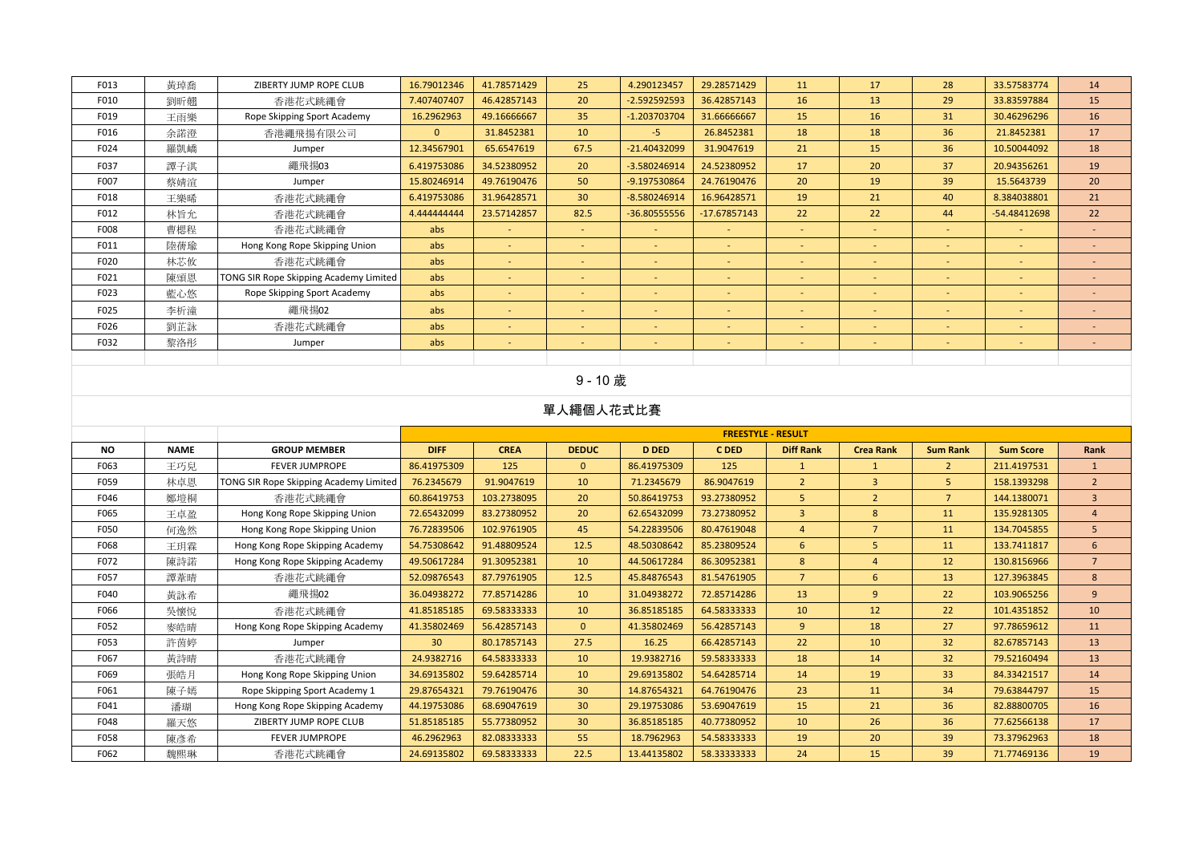| F013 | 黃琸喬 | ZIBERTY JUMP ROPE CLUB | 16.79012346 | 41.78571429 | 25 | 4.290123457 | 29.28571429 | 11 | 17 | 28 | 33.57583774 | 14 |
|---|---|---|---|---|---|---|---|---|---|---|---|---|
| F010 | 劉昕翻 | 香港花式跳繩會 | 7.407407407 | 46.42857143 | 20 | -2.592592593 | 36.42857143 | 16 | 13 | 29 | 33.83597884 | 15 |
| F019 | 王雨樂 | Rope Skipping Sport Academy | 16.2962963 | 49.16666667 | 35 | -1.203703704 | 31.66666667 | 15 | 16 | 31 | 30.46296296 | 16 |
| F016 | 余諾澄 | 香港繩飛揚有限公司 | 0 | 31.8452381 | 10 | -5 | 26.8452381 | 18 | 18 | 36 | 21.8452381 | 17 |
| F024 | 羅凱嶠 | Jumper | 12.34567901 | 65.6547619 | 67.5 | -21.40432099 | 31.9047619 | 21 | 15 | 36 | 10.50044092 | 18 |
| F037 | 譚子淇 | 繩飛揚03 | 6.419753086 | 34.52380952 | 20 | -3.580246914 | 24.52380952 | 17 | 20 | 37 | 20.94356261 | 19 |
| F007 | 蔡婧渲 | Jumper | 15.80246914 | 49.76190476 | 50 | -9.197530864 | 24.76190476 | 20 | 19 | 39 | 15.5643739 | 20 |
| F018 | 王樂晞 | 香港花式跳繩會 | 6.419753086 | 31.96428571 | 30 | -8.580246914 | 16.96428571 | 19 | 21 | 40 | 8.384038801 | 21 |
| F012 | 林旨允 | 香港花式跳繩會 | 4.444444444 | 23.57142857 | 82.5 | -36.80555556 | -17.67857143 | 22 | 22 | 44 | -54.48412698 | 22 |
| F008 | 曹偲程 | 香港花式跳繩會 | abs | - | - | - | - | - | - | - | - | - |
| F011 | 陸蒨瑜 | Hong Kong Rope Skipping Union | abs | - | - | - | - | - | - | - | - | - |
| F020 | 林芯攸 | 香港花式跳繩會 | abs | - | - | - | - | - | - | - | - | - |
| F021 | 陳頌恩 | TONG SIR Rope Skipping Academy Limited | abs | - | - | - | - | - | - | - | - | - |
| F023 | 藍心悠 | Rope Skipping Sport Academy | abs | - | - | - | - | - | - | - | - | - |
| F025 | 李析瀟 | 繩飛揚02 | abs | - | - | - | - | - | - | - | - | - |
| F026 | 劉芷詠 | 香港花式跳繩會 | abs | - | - | - | - | - | - | - | - | - |
| F032 | 黎洛彤 | Jumper | abs | - | - | - | - | - | - | - | - | - |

## 9 - 10 歲

## 單人繩個人花式比賽

| | | | FREESTYLE - RESULT | | | | | | | | | |
|---|---|---|---|---|---|---|---|---|---|---|---|---|
| NO | NAME | GROUP MEMBER | DIFF | CREA | DEDUC | D DED | C DED | Diff Rank | Crea Rank | Sum Rank | Sum Score | Rank |
| F063 | 王巧兒 | FEVER JUMPROPE | 86.41975309 | 125 | 0 | 86.41975309 | 125 | 1 | 1 | 2 | 211.4197531 | 1 |
| F059 | 林卓恩 | TONG SIR Rope Skipping Academy Limited | 76.2345679 | 91.9047619 | 10 | 71.2345679 | 86.9047619 | 2 | 3 | 5 | 158.1393298 | 2 |
| F046 | 鄭塏桐 | 香港花式跳繩會 | 60.86419753 | 103.2738095 | 20 | 50.86419753 | 93.27380952 | 5 | 2 | 7 | 144.1380071 | 3 |
| F065 | 王卓盈 | Hong Kong Rope Skipping Union | 72.65432099 | 83.27380952 | 20 | 62.65432099 | 73.27380952 | 3 | 8 | 11 | 135.9281305 | 4 |
| F050 | 何逸然 | Hong Kong Rope Skipping Union | 76.72839506 | 102.9761905 | 45 | 54.22839506 | 80.47619048 | 4 | 7 | 11 | 134.7045855 | 5 |
| F068 | 王玥霖 | Hong Kong Rope Skipping Academy | 54.75308642 | 91.48809524 | 12.5 | 48.50308642 | 85.23809524 | 6 | 5 | 11 | 133.7411817 | 6 |
| F072 | 陳詩諾 | Hong Kong Rope Skipping Academy | 49.50617284 | 91.30952381 | 10 | 44.50617284 | 86.30952381 | 8 | 4 | 12 | 130.8156966 | 7 |
| F057 | 譚葦晴 | 香港花式跳繩會 | 52.09876543 | 87.79761905 | 12.5 | 45.84876543 | 81.54761905 | 7 | 6 | 13 | 127.3963845 | 8 |
| F040 | 黃詠希 | 繩飛揚02 | 36.04938272 | 77.85714286 | 10 | 31.04938272 | 72.85714286 | 13 | 9 | 22 | 103.9065256 | 9 |
| F066 | 吳懷悅 | 香港花式跳繩會 | 41.85185185 | 69.58333333 | 10 | 36.85185185 | 64.58333333 | 10 | 12 | 22 | 101.4351852 | 10 |
| F052 | 麥皓晴 | Hong Kong Rope Skipping Academy | 41.35802469 | 56.42857143 | 0 | 41.35802469 | 56.42857143 | 9 | 18 | 27 | 97.78659612 | 11 |
| F053 | 許茵婷 | Jumper | 30 | 80.17857143 | 27.5 | 16.25 | 66.42857143 | 22 | 10 | 32 | 82.67857143 | 13 |
| F067 | 黃詩晴 | 香港花式跳繩會 | 24.9382716 | 64.58333333 | 10 | 19.9382716 | 59.58333333 | 18 | 14 | 32 | 79.52160494 | 13 |
| F069 | 張皓月 | Hong Kong Rope Skipping Union | 34.69135802 | 59.64285714 | 10 | 29.69135802 | 54.64285714 | 14 | 19 | 33 | 84.33421517 | 14 |
| F061 | 陳子嫣 | Rope Skipping Sport Academy 1 | 29.87654321 | 79.76190476 | 30 | 14.87654321 | 64.76190476 | 23 | 11 | 34 | 79.63844797 | 15 |
| F041 | 潘瑚 | Hong Kong Rope Skipping Academy | 44.19753086 | 68.69047619 | 30 | 29.19753086 | 53.69047619 | 15 | 21 | 36 | 82.88800705 | 16 |
| F048 | 羅天悠 | ZIBERTY JUMP ROPE CLUB | 51.85185185 | 55.77380952 | 30 | 36.85185185 | 40.77380952 | 10 | 26 | 36 | 77.62566138 | 17 |
| F058 | 陳彥希 | FEVER JUMPROPE | 46.2962963 | 82.08333333 | 55 | 18.7962963 | 54.58333333 | 19 | 20 | 39 | 73.37962963 | 18 |
| F062 | 魏熙琳 | 香港花式跳繩會 | 24.69135802 | 69.58333333 | 22.5 | 13.44135802 | 58.33333333 | 24 | 15 | 39 | 71.77469136 | 19 |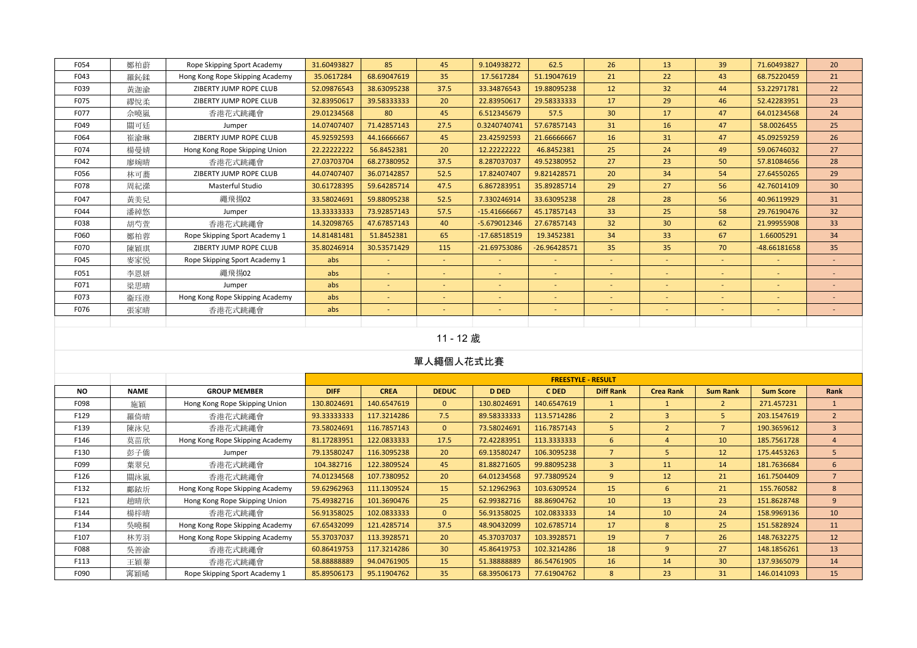| F054 | 鄒柏蔚 | Rope Skipping Sport Academy | 31.60493827 | 85 | 45 | 9.104938272 | 62.5 | 26 | 13 | 39 | 71.60493827 | 20 |
|---|---|---|---|---|---|---|---|---|---|---|---|---|
| F043 | 羅鈊鍒 | Hong Kong Rope Skipping Academy | 35.0617284 | 68.69047619 | 35 | 17.5617284 | 51.19047619 | 21 | 22 | 43 | 68.75220459 | 21 |
| F039 | 黃迦渝 | ZIBERTY JUMP ROPE CLUB | 52.09876543 | 38.63095238 | 37.5 | 33.34876543 | 19.88095238 | 12 | 32 | 44 | 53.22971781 | 22 |
| F075 | 繆悅柔 | ZIBERTY JUMP ROPE CLUB | 32.83950617 | 39.58333333 | 20 | 22.83950617 | 29.58333333 | 17 | 29 | 46 | 52.42283951 | 23 |
| F077 | 佘曉嵐 | 香港花式跳繩會 | 29.01234568 | 80 | 45 | 6.512345679 | 57.5 | 30 | 17 | 47 | 64.01234568 | 24 |
| F049 | 關可廷 | Jumper | 14.07407407 | 71.42857143 | 27.5 | 0.3240740741 | 57.67857143 | 31 | 16 | 47 | 58.0026455 | 25 |
| F064 | 崔渝琳 | ZIBERTY JUMP ROPE CLUB | 45.92592593 | 44.16666667 | 45 | 23.42592593 | 21.66666667 | 16 | 31 | 47 | 45.09259259 | 26 |
| F074 | 楊曼婧 | Hong Kong Rope Skipping Union | 22.22222222 | 56.8452381 | 20 | 12.22222222 | 46.8452381 | 25 | 24 | 49 | 59.06746032 | 27 |
| F042 | 廖婉晴 | 香港花式跳繩會 | 27.03703704 | 68.27380952 | 37.5 | 8.287037037 | 49.52380952 | 27 | 23 | 50 | 57.81084656 | 28 |
| F056 | 林可蕎 | ZIBERTY JUMP ROPE CLUB | 44.07407407 | 36.07142857 | 52.5 | 17.82407407 | 9.821428571 | 20 | 34 | 54 | 27.64550265 | 29 |
| F078 | 周紀潾 | Masterful Studio | 30.61728395 | 59.64285714 | 47.5 | 6.867283951 | 35.89285714 | 29 | 27 | 56 | 42.76014109 | 30 |
| F047 | 黃美兒 | 繩飛揚02 | 33.58024691 | 59.88095238 | 52.5 | 7.330246914 | 33.63095238 | 28 | 28 | 56 | 40.96119929 | 31 |
| F044 | 潘綽悠 | Jumper | 13.33333333 | 73.92857143 | 57.5 | -15.41666667 | 45.17857143 | 33 | 25 | 58 | 29.76190476 | 32 |
| F038 | 胡芍萱 | 香港花式跳繩會 | 14.32098765 | 47.67857143 | 40 | -5.679012346 | 27.67857143 | 32 | 30 | 62 | 21.99955908 | 33 |
| F060 | 鄒柏蓉 | Rope Skipping Sport Academy 1 | 14.81481481 | 51.8452381 | 65 | -17.68518519 | 19.3452381 | 34 | 33 | 67 | 1.66005291 | 34 |
| F070 | 陳穎琪 | ZIBERTY JUMP ROPE CLUB | 35.80246914 | 30.53571429 | 115 | -21.69753086 | -26.96428571 | 35 | 35 | 70 | -48.66181658 | 35 |
| F045 | 麥家悅 | Rope Skipping Sport Academy 1 | abs | - | - | - | - | - | - | - | - | - |
| F051 | 李恩妍 | 繩飛揚02 | abs | - | - | - | - | - | - | - | - | - |
| F071 | 梁思晴 | Jumper | abs | - | - | - | - | - | - | - | - | - |
| F073 | 衞珏澄 | Hong Kong Rope Skipping Academy | abs | - | - | - | - | - | - | - | - | - |
| F076 | 張家晴 | 香港花式跳繩會 | abs | - | - | - | - | - | - | - | - | - |

## 11 - 12 歲

## 單人繩個人花式比賽

| | | | FREESTYLE - RESULT | | | | | | | | | |
|---|---|---|---|---|---|---|---|---|---|---|---|---|
| **NO** | **NAME** | **GROUP MEMBER** | **DIFF** | **CREA** | **DEDUC** | **D DED** | **C DED** | **Diff Rank** | **Crea Rank** | **Sum Rank** | **Sum Score** | **Rank** |
| F098 | 施穎 | Hong Kong Rope Skipping Union | 130.8024691 | 140.6547619 | 0 | 130.8024691 | 140.6547619 | 1 | 1 | 2 | 271.457231 | 1 |
| F129 | 羅倚晴 | 香港花式跳繩會 | 93.33333333 | 117.3214286 | 7.5 | 89.58333333 | 113.5714286 | 2 | 3 | 5 | 203.1547619 | 2 |
| F139 | 陳泳兒 | 香港花式跳繩會 | 73.58024691 | 116.7857143 | 0 | 73.58024691 | 116.7857143 | 5 | 2 | 7 | 190.3659612 | 3 |
| F146 | 莫苗欣 | Hong Kong Rope Skipping Academy | 81.17283951 | 122.0833333 | 17.5 | 72.42283951 | 113.3333333 | 6 | 4 | 10 | 185.7561728 | 4 |
| F130 | 彭子僑 | Jumper | 79.13580247 | 116.3095238 | 20 | 69.13580247 | 106.3095238 | 7 | 5 | 12 | 175.4453263 | 5 |
| F099 | 葉翠兒 | 香港花式跳繩會 | 104.382716 | 122.3809524 | 45 | 81.88271605 | 99.88095238 | 3 | 11 | 14 | 181.7636684 | 6 |
| F126 | 關泳嵐 | 香港花式跳繩會 | 74.01234568 | 107.7380952 | 20 | 64.01234568 | 97.73809524 | 9 | 12 | 21 | 161.7504409 | 7 |
| F132 | 鄺鋐圻 | Hong Kong Rope Skipping Academy | 59.62962963 | 111.1309524 | 15 | 52.12962963 | 103.6309524 | 15 | 6 | 21 | 155.760582 | 8 |
| F121 | 趙晴欣 | Hong Kong Rope Skipping Union | 75.49382716 | 101.3690476 | 25 | 62.99382716 | 88.86904762 | 10 | 13 | 23 | 151.8628748 | 9 |
| F144 | 楊梓晴 | 香港花式跳繩會 | 56.91358025 | 102.0833333 | 0 | 56.91358025 | 102.0833333 | 14 | 10 | 24 | 158.9969136 | 10 |
| F134 | 吳曉桐 | Hong Kong Rope Skipping Academy | 67.65432099 | 121.4285714 | 37.5 | 48.90432099 | 102.6785714 | 17 | 8 | 25 | 151.5828924 | 11 |
| F107 | 林芳羽 | Hong Kong Rope Skipping Academy | 55.37037037 | 113.3928571 | 20 | 45.37037037 | 103.3928571 | 19 | 7 | 26 | 148.7632275 | 12 |
| F088 | 吳善渝 | 香港花式跳繩會 | 60.86419753 | 117.3214286 | 30 | 45.86419753 | 102.3214286 | 18 | 9 | 27 | 148.1856261 | 13 |
| F113 | 王穎蓁 | 香港花式跳繩會 | 58.88888889 | 94.04761905 | 15 | 51.38888889 | 86.54761905 | 16 | 14 | 30 | 137.9365079 | 14 |
| F090 | 甯穎晞 | Rope Skipping Sport Academy 1 | 85.89506173 | 95.11904762 | 35 | 68.39506173 | 77.61904762 | 8 | 23 | 31 | 146.0141093 | 15 |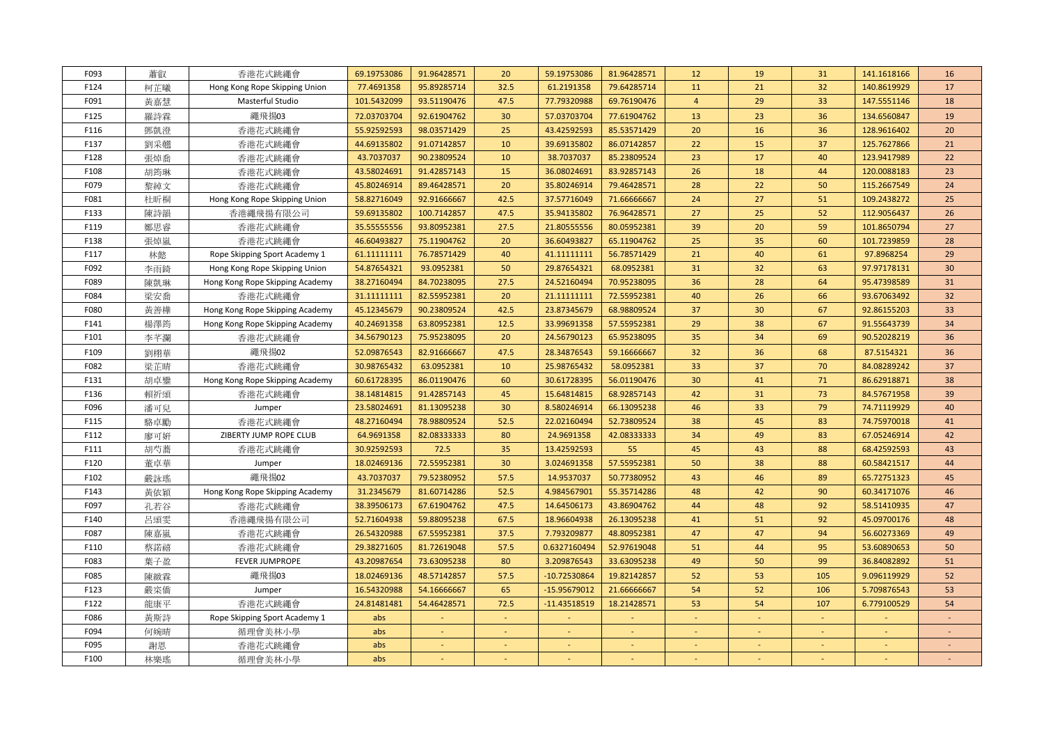| | | | | | | | | | | | | |
|---|---|---|---|---|---|---|---|---|---|---|---|---|
| F093 | 蕭叡 | 香港花式跳繩會 | 69.19753086 | 91.96428571 | 20 | 59.19753086 | 81.96428571 | 12 | 19 | 31 | 141.1618166 | 16 |
| F124 | 柯芷曦 | Hong Kong Rope Skipping Union | 77.4691358 | 95.89285714 | 32.5 | 61.2191358 | 79.64285714 | 11 | 21 | 32 | 140.8619929 | 17 |
| F091 | 黃嘉慧 | Masterful Studio | 101.5432099 | 93.51190476 | 47.5 | 77.79320988 | 69.76190476 | 4 | 29 | 33 | 147.5551146 | 18 |
| F125 | 羅詩霖 | 繩飛揚03 | 72.03703704 | 92.61904762 | 30 | 57.03703704 | 77.61904762 | 13 | 23 | 36 | 134.6560847 | 19 |
| F116 | 鄧凱澄 | 香港花式跳繩會 | 55.92592593 | 98.03571429 | 25 | 43.42592593 | 85.53571429 | 20 | 16 | 36 | 128.9616402 | 20 |
| F137 | 劉采翹 | 香港花式跳繩會 | 44.69135802 | 91.07142857 | 10 | 39.69135802 | 86.07142857 | 22 | 15 | 37 | 125.7627866 | 21 |
| F128 | 張焯喬 | 香港花式跳繩會 | 43.7037037 | 90.23809524 | 10 | 38.7037037 | 85.23809524 | 23 | 17 | 40 | 123.9417989 | 22 |
| F108 | 胡筠琳 | 香港花式跳繩會 | 43.58024691 | 91.42857143 | 15 | 36.08024691 | 83.92857143 | 26 | 18 | 44 | 120.0088183 | 23 |
| F079 | 黎綽文 | 香港花式跳繩會 | 45.80246914 | 89.46428571 | 20 | 35.80246914 | 79.46428571 | 28 | 22 | 50 | 115.2667549 | 24 |
| F081 | 杜昕桐 | Hong Kong Rope Skipping Union | 58.82716049 | 92.91666667 | 42.5 | 37.57716049 | 71.66666667 | 24 | 27 | 51 | 109.2438272 | 25 |
| F133 | 陳詩韻 | 香港繩飛揚有限公司 | 59.69135802 | 100.7142857 | 47.5 | 35.94135802 | 76.96428571 | 27 | 25 | 52 | 112.9056437 | 26 |
| F119 | 鄭思睿 | 香港花式跳繩會 | 35.55555556 | 93.80952381 | 27.5 | 21.80555556 | 80.05952381 | 39 | 20 | 59 | 101.8650794 | 27 |
| F138 | 張焯嵐 | 香港花式跳繩會 | 46.60493827 | 75.11904762 | 20 | 36.60493827 | 65.11904762 | 25 | 35 | 60 | 101.7239859 | 28 |
| F117 | 林懿 | Rope Skipping Sport Academy 1 | 61.11111111 | 76.78571429 | 40 | 41.11111111 | 56.78571429 | 21 | 40 | 61 | 97.8968254 | 29 |
| F092 | 李雨錡 | Hong Kong Rope Skipping Union | 54.87654321 | 93.0952381 | 50 | 29.87654321 | 68.0952381 | 31 | 32 | 63 | 97.97178131 | 30 |
| F089 | 陳凱琳 | Hong Kong Rope Skipping Academy | 38.27160494 | 84.70238095 | 27.5 | 24.52160494 | 70.95238095 | 36 | 28 | 64 | 95.47398589 | 31 |
| F084 | 梁安喬 | 香港花式跳繩會 | 31.11111111 | 82.55952381 | 20 | 21.11111111 | 72.55952381 | 40 | 26 | 66 | 93.67063492 | 32 |
| F080 | 黃善樺 | Hong Kong Rope Skipping Academy | 45.12345679 | 90.23809524 | 42.5 | 23.87345679 | 68.98809524 | 37 | 30 | 67 | 92.86155203 | 33 |
| F141 | 楊澤筠 | Hong Kong Rope Skipping Academy | 40.24691358 | 63.80952381 | 12.5 | 33.99691358 | 57.55952381 | 29 | 38 | 67 | 91.55643739 | 34 |
| F101 | 李芊瀾 | 香港花式跳繩會 | 34.56790123 | 75.95238095 | 20 | 24.56790123 | 65.95238095 | 35 | 34 | 69 | 90.52028219 | 36 |
| F109 | 劉栩華 | 繩飛揚02 | 52.09876543 | 82.91666667 | 47.5 | 28.34876543 | 59.16666667 | 32 | 36 | 68 | 87.5154321 | 36 |
| F082 | 梁芷晴 | 香港花式跳繩會 | 30.98765432 | 63.0952381 | 10 | 25.98765432 | 58.0952381 | 33 | 37 | 70 | 84.08289242 | 37 |
| F131 | 胡卓鑾 | Hong Kong Rope Skipping Academy | 60.61728395 | 86.01190476 | 60 | 30.61728395 | 56.01190476 | 30 | 41 | 71 | 86.62918871 | 38 |
| F136 | 賴祈頌 | 香港花式跳繩會 | 38.14814815 | 91.42857143 | 45 | 15.64814815 | 68.92857143 | 42 | 31 | 73 | 84.57671958 | 39 |
| F096 | 潘可兒 | Jumper | 23.58024691 | 81.13095238 | 30 | 8.580246914 | 66.13095238 | 46 | 33 | 79 | 74.71119929 | 40 |
| F115 | 駱卓勵 | 香港花式跳繩會 | 48.27160494 | 78.98809524 | 52.5 | 22.02160494 | 52.73809524 | 38 | 45 | 83 | 74.75970018 | 41 |
| F112 | 廖可妍 | ZIBERTY JUMP ROPE CLUB | 64.9691358 | 82.08333333 | 80 | 24.9691358 | 42.08333333 | 34 | 49 | 83 | 67.05246914 | 42 |
| F111 | 胡芍蕎 | 香港花式跳繩會 | 30.92592593 | 72.5 | 35 | 13.42592593 | 55 | 45 | 43 | 88 | 68.42592593 | 43 |
| F120 | 董卓華 | Jumper | 18.02469136 | 72.55952381 | 30 | 3.024691358 | 57.55952381 | 50 | 38 | 88 | 60.58421517 | 44 |
| F102 | 嚴詠瑤 | 繩飛揚02 | 43.7037037 | 79.52380952 | 57.5 | 14.9537037 | 50.77380952 | 43 | 46 | 89 | 65.72751323 | 45 |
| F143 | 黃依穎 | Hong Kong Rope Skipping Academy | 31.2345679 | 81.60714286 | 52.5 | 4.984567901 | 55.35714286 | 48 | 42 | 90 | 60.34171076 | 46 |
| F097 | 孔若谷 | 香港花式跳繩會 | 38.39506173 | 67.61904762 | 47.5 | 14.64506173 | 43.86904762 | 44 | 48 | 92 | 58.51410935 | 47 |
| F140 | 呂頌雯 | 香港繩飛揚有限公司 | 52.71604938 | 59.88095238 | 67.5 | 18.96604938 | 26.13095238 | 41 | 51 | 92 | 45.09700176 | 48 |
| F087 | 陳嘉嵐 | 香港花式跳繩會 | 26.54320988 | 67.55952381 | 37.5 | 7.793209877 | 48.80952381 | 47 | 47 | 94 | 56.60273369 | 49 |
| F110 | 蔡諾禧 | 香港花式跳繩會 | 29.38271605 | 81.72619048 | 57.5 | 0.6327160494 | 52.97619048 | 51 | 44 | 95 | 53.60890653 | 50 |
| F083 | 葉子盈 | FEVER JUMPROPE | 43.20987654 | 73.63095238 | 80 | 3.209876543 | 33.63095238 | 49 | 50 | 99 | 36.84082892 | 51 |
| F085 | 陳澂霖 | 繩飛揚03 | 18.02469136 | 48.57142857 | 57.5 | -10.72530864 | 19.82142857 | 52 | 53 | 105 | 9.096119929 | 52 |
| F123 | 嚴奕僑 | Jumper | 16.54320988 | 54.16666667 | 65 | -15.95679012 | 21.66666667 | 54 | 52 | 106 | 5.709876543 | 53 |
| F122 | 龍康平 | 香港花式跳繩會 | 24.81481481 | 54.46428571 | 72.5 | -11.43518519 | 18.21428571 | 53 | 54 | 107 | 6.779100529 | 54 |
| F086 | 黃斯詩 | Rope Skipping Sport Academy 1 | abs | - | - | - | - | - | - | - | - | - |
| F094 | 何婉晴 | 循理會美林小學 | abs | - | - | - | - | - | - | - | - | - |
| F095 | 謝恩 | 香港花式跳繩會 | abs | - | - | - | - | - | - | - | - | - |
| F100 | 林樂瑤 | 循理會美林小學 | abs | - | - | - | - | - | - | - | - | - |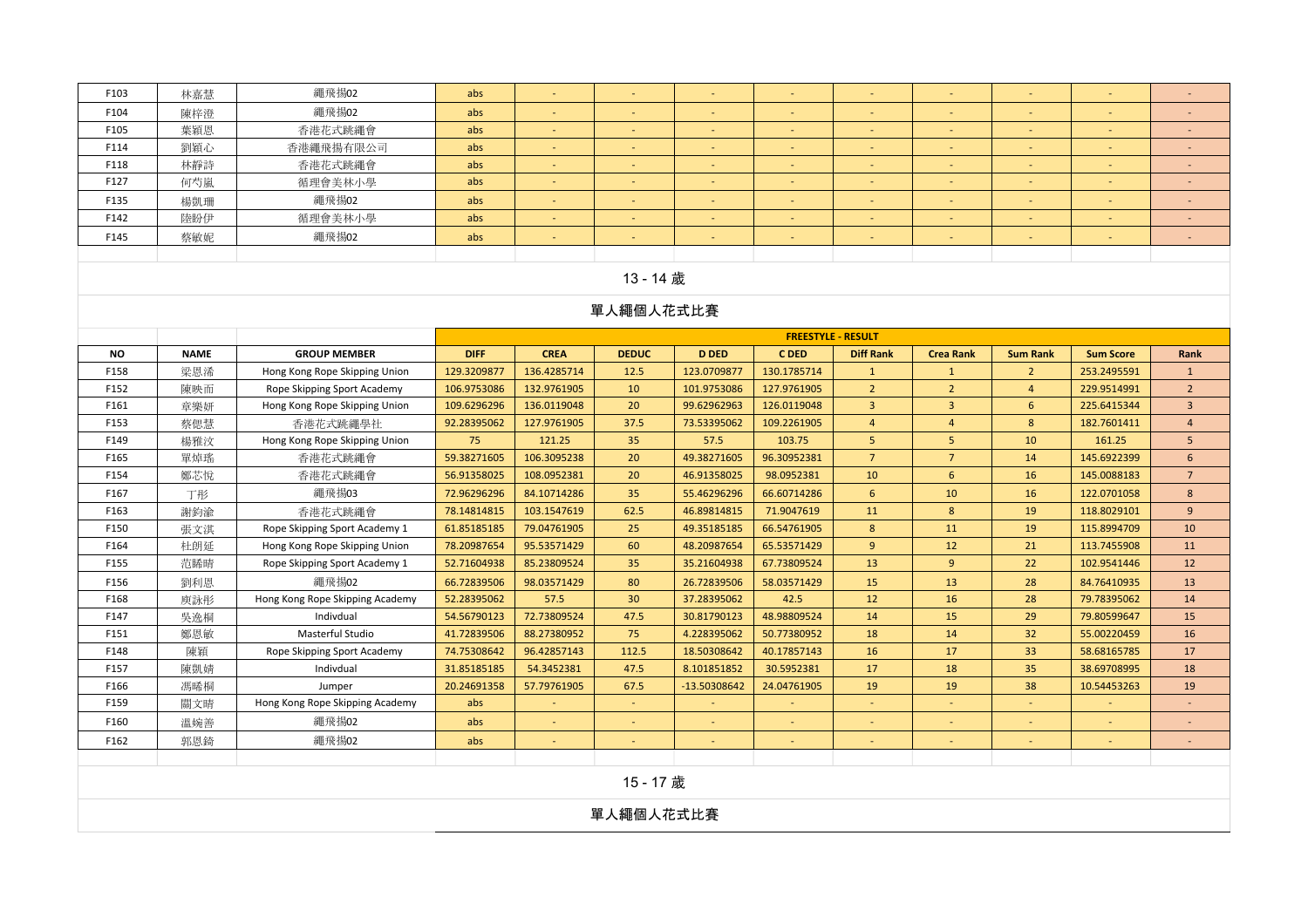| | | | | | | | | | | | | |
|---|---|---|---|---|---|---|---|---|---|---|---|---|
| F103 | 林嘉慧 | 繩飛揚02 | abs | - | - | - | - | - | - | - | - | - |
| F104 | 陳梓澄 | 繩飛揚02 | abs | - | - | - | - | - | - | - | - | - |
| F105 | 葉穎恩 | 香港花式跳繩會 | abs | - | - | - | - | - | - | - | - | - |
| F114 | 劉穎心 | 香港繩飛揚有限公司 | abs | - | - | - | - | - | - | - | - | - |
| F118 | 林靜詩 | 香港花式跳繩會 | abs | - | - | - | - | - | - | - | - | - |
| F127 | 何芍嵐 | 循理會美林小學 | abs | - | - | - | - | - | - | - | - | - |
| F135 | 楊凱珊 | 繩飛揚02 | abs | - | - | - | - | - | - | - | - | - |
| F142 | 陸盼伊 | 循理會美林小學 | abs | - | - | - | - | - | - | - | - | - |
| F145 | 蔡敏妮 | 繩飛揚02 | abs | - | - | - | - | - | - | - | - | - |

## 13 - 14 歲

## 單人繩個人花式比賽

| | | | FREESTYLE - RESULT | | | | | | | | | |
|---|---|---|---|---|---|---|---|---|---|---|---|---|
| **NO** | **NAME** | **GROUP MEMBER** | **DIFF** | **CREA** | **DEDUC** | **D DED** | **C DED** | **Diff Rank** | **Crea Rank** | **Sum Rank** | **Sum Score** | **Rank** |
| F158 | 梁恩浠 | Hong Kong Rope Skipping Union | 129.3209877 | 136.4285714 | 12.5 | 123.0709877 | 130.1785714 | 1 | 1 | 2 | 253.2495591 | 1 |
| F152 | 陳映而 | Rope Skipping Sport Academy | 106.9753086 | 132.9761905 | 10 | 101.9753086 | 127.9761905 | 2 | 2 | 4 | 229.9514991 | 2 |
| F161 | 章樂妍 | Hong Kong Rope Skipping Union | 109.6296296 | 136.0119048 | 20 | 99.62962963 | 126.0119048 | 3 | 3 | 6 | 225.6415344 | 3 |
| F153 | 蔡偲慧 | 香港花式跳繩學社 | 92.28395062 | 127.9761905 | 37.5 | 73.53395062 | 109.2261905 | 4 | 4 | 8 | 182.7601411 | 4 |
| F149 | 楊雅汶 | Hong Kong Rope Skipping Union | 75 | 121.25 | 35 | 57.5 | 103.75 | 5 | 5 | 10 | 161.25 | 5 |
| F165 | 單焯瑤 | 香港花式跳繩會 | 59.38271605 | 106.3095238 | 20 | 49.38271605 | 96.30952381 | 7 | 7 | 14 | 145.6922399 | 6 |
| F154 | 鄭芯悅 | 香港花式跳繩會 | 56.91358025 | 108.0952381 | 20 | 46.91358025 | 98.0952381 | 10 | 6 | 16 | 145.0088183 | 7 |
| F167 | 丁彤 | 繩飛揚03 | 72.96296296 | 84.10714286 | 35 | 55.46296296 | 66.60714286 | 6 | 10 | 16 | 122.0701058 | 8 |
| F163 | 謝鈞渝 | 香港花式跳繩會 | 78.14814815 | 103.1547619 | 62.5 | 46.89814815 | 71.9047619 | 11 | 8 | 19 | 118.8029101 | 9 |
| F150 | 張文淇 | Rope Skipping Sport Academy 1 | 61.85185185 | 79.04761905 | 25 | 49.35185185 | 66.54761905 | 8 | 11 | 19 | 115.8994709 | 10 |
| F164 | 杜朗延 | Hong Kong Rope Skipping Union | 78.20987654 | 95.53571429 | 60 | 48.20987654 | 65.53571429 | 9 | 12 | 21 | 113.7455908 | 11 |
| F155 | 范晞晴 | Rope Skipping Sport Academy 1 | 52.71604938 | 85.23809524 | 35 | 35.21604938 | 67.73809524 | 13 | 9 | 22 | 102.9541446 | 12 |
| F156 | 劉利恩 | 繩飛揚02 | 66.72839506 | 98.03571429 | 80 | 26.72839506 | 58.03571429 | 15 | 13 | 28 | 84.76410935 | 13 |
| F168 | 庾詠彤 | Hong Kong Rope Skipping Academy | 52.28395062 | 57.5 | 30 | 37.28395062 | 42.5 | 12 | 16 | 28 | 79.78395062 | 14 |
| F147 | 吳逸桐 | Indivdual | 54.56790123 | 72.73809524 | 47.5 | 30.81790123 | 48.98809524 | 14 | 15 | 29 | 79.80599647 | 15 |
| F151 | 鄭恩敏 | Masterful Studio | 41.72839506 | 88.27380952 | 75 | 4.228395062 | 50.77380952 | 18 | 14 | 32 | 55.00220459 | 16 |
| F148 | 陳穎 | Rope Skipping Sport Academy | 74.75308642 | 96.42857143 | 112.5 | 18.50308642 | 40.17857143 | 16 | 17 | 33 | 58.68165785 | 17 |
| F157 | 陳凱婧 | Indivdual | 31.85185185 | 54.3452381 | 47.5 | 8.101851852 | 30.5952381 | 17 | 18 | 35 | 38.69708995 | 18 |
| F166 | 馮晞桐 | Jumper | 20.24691358 | 57.79761905 | 67.5 | -13.50308642 | 24.04761905 | 19 | 19 | 38 | 10.54453263 | 19 |
| F159 | 關文晴 | Hong Kong Rope Skipping Academy | abs | - | - | - | - | - | - | - | - | - |
| F160 | 溫婉善 | 繩飛揚02 | abs | - | - | - | - | - | - | - | - | - |
| F162 | 郭恩錡 | 繩飛揚02 | abs | - | - | - | - | - | - | - | - | - |

## 15 - 17 歲

## 單人繩個人花式比賽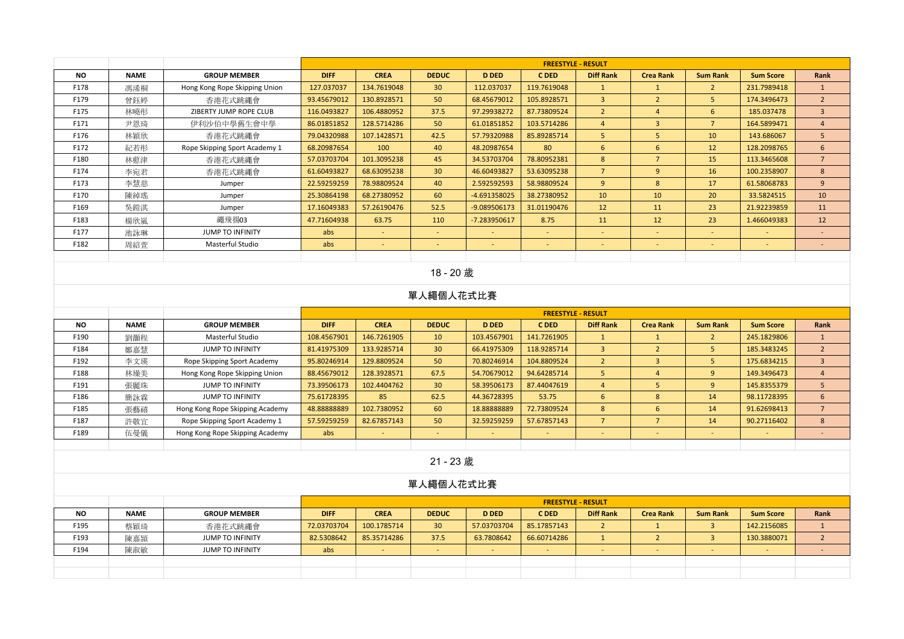| NO | NAME | GROUP MEMBER | FREESTYLE - RESULT | | | | | | | | | |
|---|---|---|---|---|---|---|---|---|---|---|---|---|
| | | | DIFF | CREA | DEDUC | D DED | C DED | Diff Rank | Crea Rank | Sum Rank | Sum Score | Rank |
| F178 | 馮浠桐 | Hong Kong Rope Skipping Union | 127.037037 | 134.7619048 | 30 | 112.037037 | 119.7619048 | 1 | 1 | 2 | 231.7989418 | 1 |
| F179 | 曾鈺婷 | 香港花式跳繩會 | 93.45679012 | 130.8928571 | 50 | 68.45679012 | 105.8928571 | 3 | 2 | 5 | 174.3496473 | 2 |
| F175 | 林曉彤 | ZIBERTY JUMP ROPE CLUB | 116.0493827 | 106.4880952 | 37.5 | 97.29938272 | 87.73809524 | 2 | 4 | 6 | 185.037478 | 3 |
| F171 | 尹恩琦 | 伊利沙伯中學舊生會中學 | 86.01851852 | 128.5714286 | 50 | 61.01851852 | 103.5714286 | 4 | 3 | 7 | 164.5899471 | 4 |
| F176 | 林穎欣 | 香港花式跳繩會 | 79.04320988 | 107.1428571 | 42.5 | 57.79320988 | 85.89285714 | 5 | 5 | 10 | 143.686067 | 5 |
| F172 | 紀若彤 | Rope Skipping Sport Academy 1 | 68.20987654 | 100 | 40 | 48.20987654 | 80 | 6 | 6 | 12 | 128.2098765 | 6 |
| F180 | 林蔚津 | 香港花式跳繩會 | 57.03703704 | 101.3095238 | 45 | 34.53703704 | 78.80952381 | 8 | 7 | 15 | 113.3465608 | 7 |
| F174 | 李宛君 | 香港花式跳繩會 | 61.60493827 | 68.63095238 | 30 | 46.60493827 | 53.63095238 | 7 | 9 | 16 | 100.2358907 | 8 |
| F173 | 李慧慈 | Jumper | 22.59259259 | 78.98809524 | 40 | 2.592592593 | 58.98809524 | 9 | 8 | 17 | 61.58068783 | 9 |
| F170 | 陳綽瑤 | Jumper | 25.30864198 | 68.27380952 | 60 | -4.691358025 | 38.27380952 | 10 | 10 | 20 | 33.5824515 | 10 |
| F169 | 吳鎧淇 | Jumper | 17.16049383 | 57.26190476 | 52.5 | -9.089506173 | 31.01190476 | 12 | 11 | 23 | 21.92239859 | 11 |
| F183 | 楊欣嵐 | 繩飛揚03 | 47.71604938 | 63.75 | 110 | -7.283950617 | 8.75 | 11 | 12 | 23 | 1.466049383 | 12 |
| F177 | 池詠琳 | JUMP TO INFINITY | abs | - | - | - | - | - | - | - | - | - |
| F182 | 周紹萱 | Masterful Studio | abs | - | - | - | - | - | - | - | - | - |

## 18 - 20 歲

## 單人繩個人花式比賽

| NO | NAME | GROUP MEMBER | FREESTYLE - RESULT | | | | | | | | | |
|---|---|---|---|---|---|---|---|---|---|---|---|---|
| | | | DIFF | CREA | DEDUC | D DED | C DED | Diff Rank | Crea Rank | Sum Rank | Sum Score | Rank |
| F190 | 劉灝程 | Masterful Studio | 108.4567901 | 146.7261905 | 10 | 103.4567901 | 141.7261905 | 1 | 1 | 2 | 245.1829806 | 1 |
| F184 | 鄭嘉慧 | JUMP TO INFINITY | 81.41975309 | 133.9285714 | 30 | 66.41975309 | 118.9285714 | 3 | 2 | 5 | 185.3483245 | 2 |
| F192 | 李文瑛 | Rope Skipping Sport Academy | 95.80246914 | 129.8809524 | 50 | 70.80246914 | 104.8809524 | 2 | 3 | 5 | 175.6834215 | 3 |
| F188 | 林瑛美 | Hong Kong Rope Skipping Union | 88.45679012 | 128.3928571 | 67.5 | 54.70679012 | 94.64285714 | 5 | 4 | 9 | 149.3496473 | 4 |
| F191 | 張麗珠 | JUMP TO INFINITY | 73.39506173 | 102.4404762 | 30 | 58.39506173 | 87.44047619 | 4 | 5 | 9 | 145.8355379 | 5 |
| F186 | 簡詠霖 | JUMP TO INFINITY | 75.61728395 | 85 | 62.5 | 44.36728395 | 53.75 | 6 | 8 | 14 | 98.11728395 | 6 |
| F185 | 張藝禧 | Hong Kong Rope Skipping Academy | 48.88888889 | 102.7380952 | 60 | 18.88888889 | 72.73809524 | 8 | 6 | 14 | 91.62698413 | 7 |
| F187 | 許敬宜 | Rope Skipping Sport Academy 1 | 57.59259259 | 82.67857143 | 50 | 32.59259259 | 57.67857143 | 7 | 7 | 14 | 90.27116402 | 8 |
| F189 | 伍曼儀 | Hong Kong Rope Skipping Academy | abs | - | - | - | - | - | - | - | - | - |

## 21 - 23 歲

## 單人繩個人花式比賽

| NO | NAME | GROUP MEMBER | FREESTYLE - RESULT | | | | | | | | | |
|---|---|---|---|---|---|---|---|---|---|---|---|---|
| | | | DIFF | CREA | DEDUC | D DED | C DED | Diff Rank | Crea Rank | Sum Rank | Sum Score | Rank |
| F195 | 蔡穎琦 | 香港花式跳繩會 | 72.03703704 | 100.1785714 | 30 | 57.03703704 | 85.17857143 | 2 | 1 | 3 | 142.2156085 | 1 |
| F193 | 陳嘉穎 | JUMP TO INFINITY | 82.5308642 | 85.35714286 | 37.5 | 63.7808642 | 66.60714286 | 1 | 2 | 3 | 130.3880071 | 2 |
| F194 | 陳淑敏 | JUMP TO INFINITY | abs | - | - | - | - | - | - | - | - | - |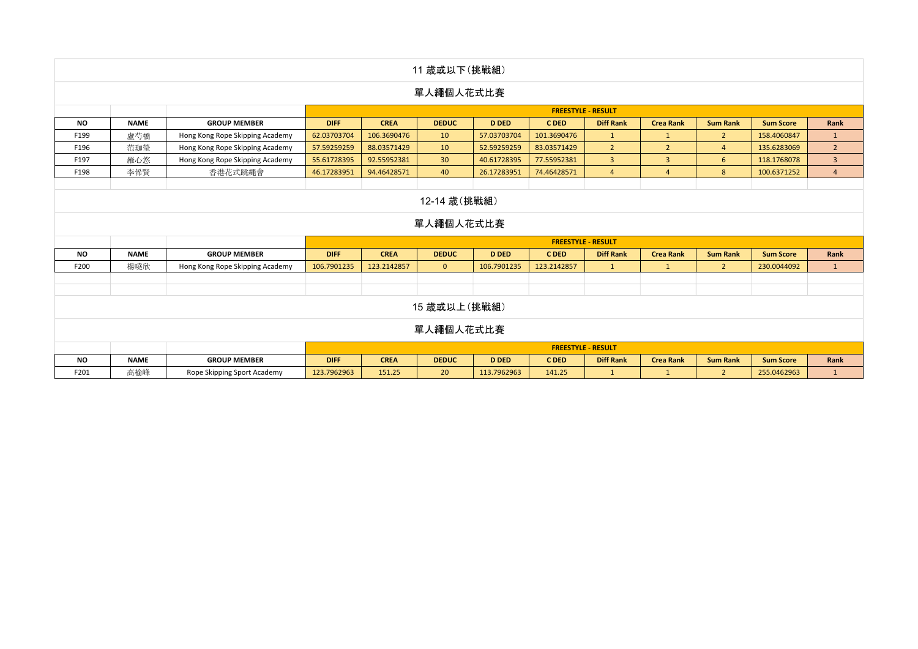## 11 歲或以下(挑戰組)

### 單人繩個人花式比賽

| | | | FREESTYLE - RESULT | | | | | | | | | |
|---|---|---|---|---|---|---|---|---|---|---|---|---|
| NO | NAME | GROUP MEMBER | DIFF | CREA | DEDUC | D DED | C DED | Diff Rank | Crea Rank | Sum Rank | Sum Score | Rank |
| F199 | 盧芍橋 | Hong Kong Rope Skipping Academy | 62.03703704 | 106.3690476 | 10 | 57.03703704 | 101.3690476 | 1 | 1 | 2 | 158.4060847 | 1 |
| F196 | 范珈瑩 | Hong Kong Rope Skipping Academy | 57.59259259 | 88.03571429 | 10 | 52.59259259 | 83.03571429 | 2 | 2 | 4 | 135.6283069 | 2 |
| F197 | 羅心悠 | Hong Kong Rope Skipping Academy | 55.61728395 | 92.55952381 | 30 | 40.61728395 | 77.55952381 | 3 | 3 | 6 | 118.1768078 | 3 |
| F198 | 李倩賢 | 香港花式跳繩會 | 46.17283951 | 94.46428571 | 40 | 26.17283951 | 74.46428571 | 4 | 4 | 8 | 100.6371252 | 4 |

## 12-14 歲(挑戰組)

### 單人繩個人花式比賽

| | | | FREESTYLE - RESULT | | | | | | | | | |
|---|---|---|---|---|---|---|---|---|---|---|---|---|
| NO | NAME | GROUP MEMBER | DIFF | CREA | DEDUC | D DED | C DED | Diff Rank | Crea Rank | Sum Rank | Sum Score | Rank |
| F200 | 楊曉欣 | Hong Kong Rope Skipping Academy | 106.7901235 | 123.2142857 | 0 | 106.7901235 | 123.2142857 | 1 | 1 | 2 | 230.0044092 | 1 |

## 15 歲或以上(挑戰組)

### 單人繩個人花式比賽

| | | | FREESTYLE - RESULT | | | | | | | | | |
|---|---|---|---|---|---|---|---|---|---|---|---|---|
| NO | NAME | GROUP MEMBER | DIFF | CREA | DEDUC | D DED | C DED | Diff Rank | Crea Rank | Sum Rank | Sum Score | Rank |
| F201 | 高榆峰 | Rope Skipping Sport Academy | 123.7962963 | 151.25 | 20 | 113.7962963 | 141.25 | 1 | 1 | 2 | 255.0462963 | 1 |